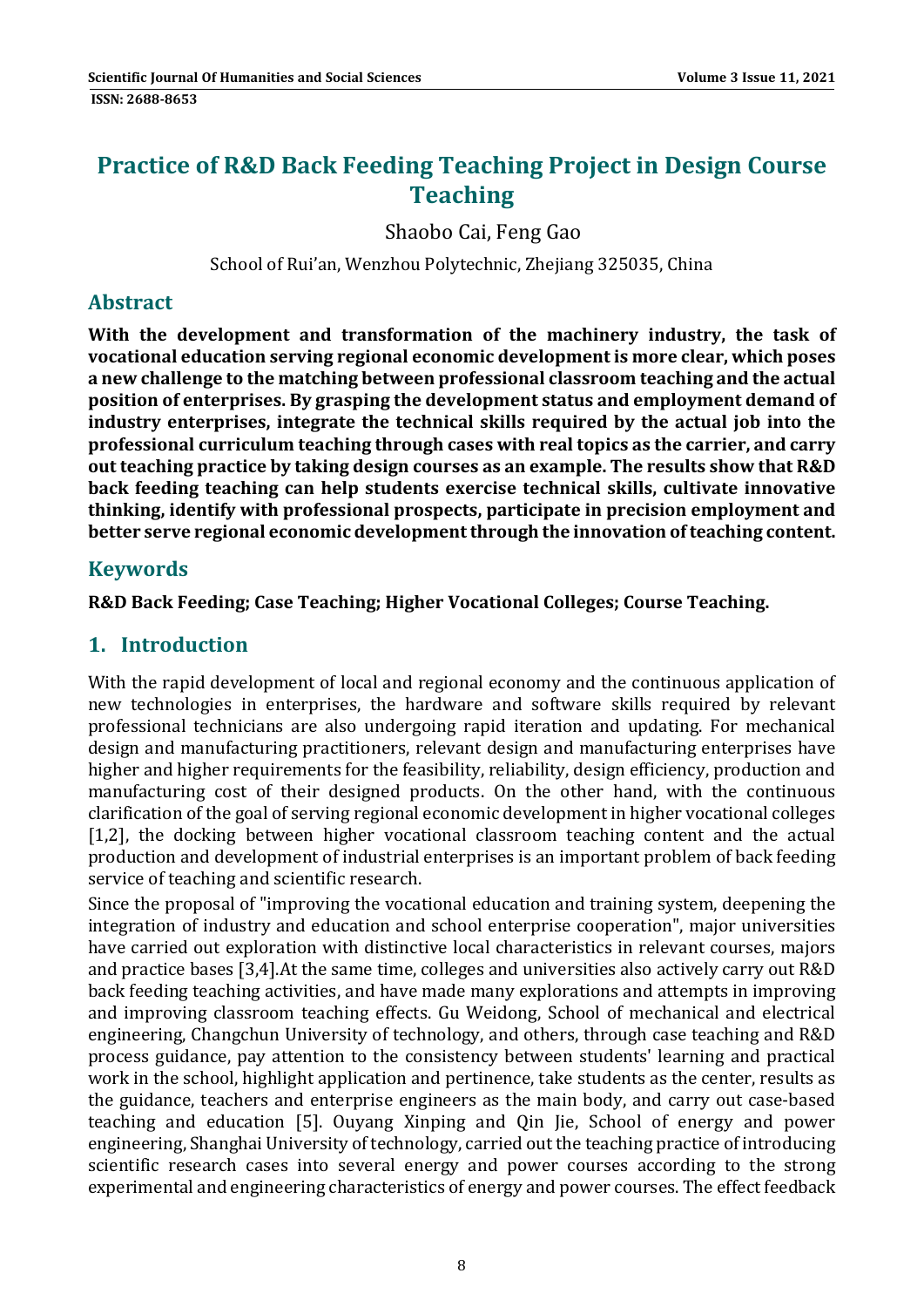# Practice of R&D Back Feeding Teaching Project in Design Course Teaching

Shaobo Cai, Feng Gao

School of Rui'an, Wenzhou Polytechnic, Zhejiang 325035, China

## Abstract

**With the development and transformation of the machinery industry, the task of vocational education serving regional economic development is more clear, which poses a new challenge to the matching between professional classroom teaching and the actual position of enterprises. By grasping the development status and employment demand of industry enterprises, integrate the technical skills required by the actual job into the professional curriculum teaching through cases with real topics as the carrier, and carry out teaching practice by taking design courses as an example. The results show that R&D back feeding teaching can help students exercise technical skills, cultivate innovative thinking, identify with professional prospects, participate in precision employment and better serve regional economic development through the innovation of teaching content.**

## Keywords

**R&D Back Feeding; Case Teaching; Higher Vocational Colleges; Course Teaching.**

## 1. Introduction

With the rapid development of local and regional economy and the continuous application of new technologies in enterprises, the hardware and software skills required by relevant professional technicians are also undergoing rapid iteration and updating. For mechanical design and manufacturing practitioners, relevant design and manufacturing enterprises have higher and higher requirements for the feasibility, reliability, design efficiency, production and manufacturing cost of their designed products. On the other hand, with the continuous clarification of the goal of serving regional economic development in higher vocational colleges [1,2], the docking between higher vocational classroom teaching content and the actual production and development of industrial enterprises is an important problem of back feeding service of teaching and scientific research.

Since the proposal of "improving the vocational education and training system, deepening the integration of industry and education and school enterprise cooperation", major universities have carried out exploration with distinctive local characteristics in relevant courses, majors and practice bases [3,4].At the same time, colleges and universities also actively carry out R&D back feeding teaching activities, and have made many explorations and attempts in improving and improving classroom teaching effects. Gu Weidong, School of mechanical and electrical engineering, Changchun University of technology, and others, through case teaching and R&D process guidance, pay attention to the consistency between students' learning and practical work in the school, highlight application and pertinence, take students as the center, results as the guidance, teachers and enterprise engineers as the main body, and carry out case-based teaching and education [5]. Ouyang Xinping and Qin Jie, School of energy and power engineering, Shanghai University of technology, carried out the teaching practice of introducing scientific research cases into several energy and power courses according to the strong experimental and engineering characteristics of energy and power courses. The effect feedback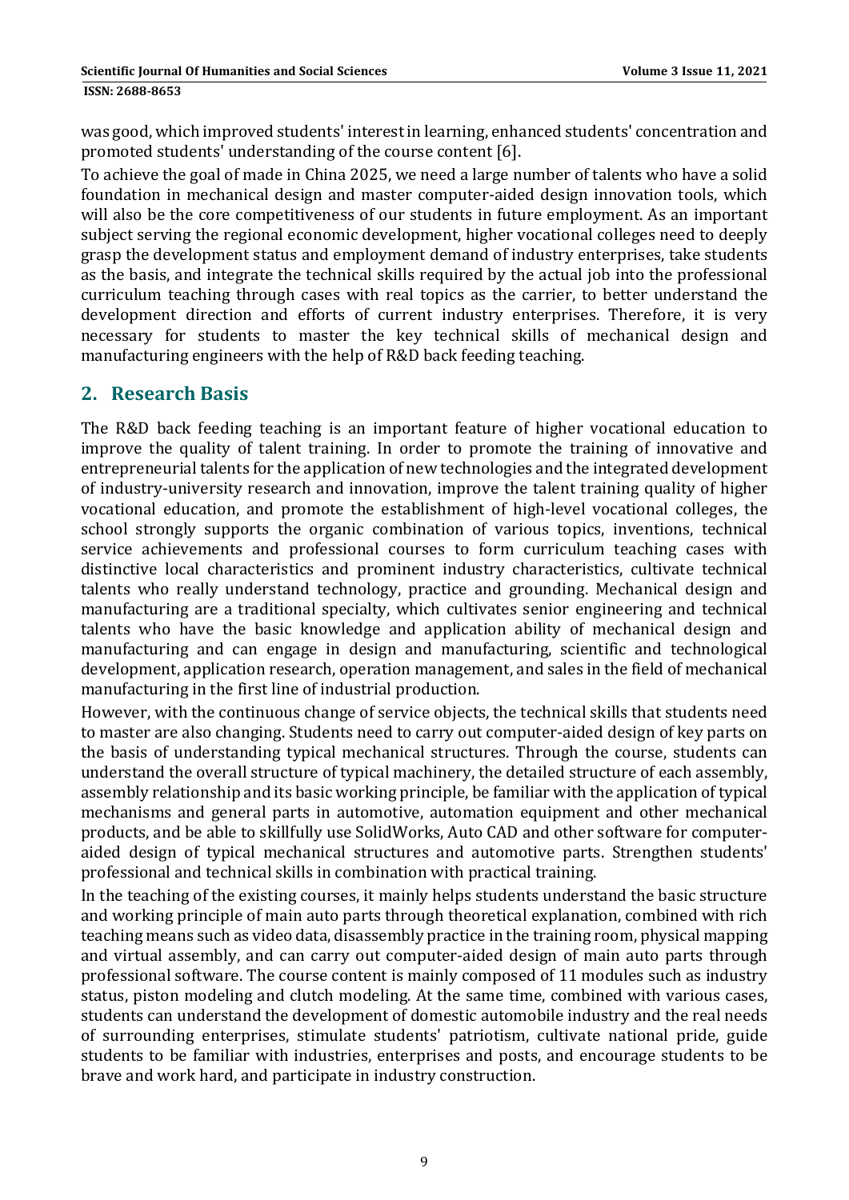was good, which improved students' interest in learning, enhanced students' concentration and promoted students' understanding of the course content [6].

To achieve the goal of made in China 2025, we need a large number of talents who have a solid foundation in mechanical design and master computer-aided design innovation tools, which will also be the core competitiveness of our students in future employment. As an important subject serving the regional economic development, higher vocational colleges need to deeply grasp the development status and employment demand of industry enterprises, take students as the basis, and integrate the technical skills required by the actual job into the professional curriculum teaching through cases with real topics as the carrier, to better understand the development direction and efforts of current industry enterprises. Therefore, it is very necessary for students to master the key technical skills of mechanical design and manufacturing engineers with the help of R&D back feeding teaching.

## 2. Research Basis

The R&D back feeding teaching is an important feature of higher vocational education to improve the quality of talent training. In order to promote the training of innovative and entrepreneurial talents for the application of new technologies and the integrated development of industry-university research and innovation, improve the talent training quality of higher vocational education, and promote the establishment of high-level vocational colleges, the school strongly supports the organic combination of various topics, inventions, technical service achievements and professional courses to form curriculum teaching cases with distinctive local characteristics and prominent industry characteristics, cultivate technical talents who really understand technology, practice and grounding. Mechanical design and manufacturing are a traditional specialty, which cultivates senior engineering and technical talents who have the basic knowledge and application ability of mechanical design and manufacturing and can engage in design and manufacturing, scientific and technological development, application research, operation management, and sales in the field of mechanical manufacturing in the first line of industrial production.

However, with the continuous change of service objects, the technical skills that students need to master are also changing. Students need to carry out computer-aided design of key parts on the basis of understanding typical mechanical structures. Through the course, students can understand the overall structure of typical machinery, the detailed structure of each assembly, assembly relationship and its basic working principle, be familiar with the application of typical mechanisms and general parts in automotive, automation equipment and other mechanical products, and be able to skillfully use SolidWorks, Auto CAD and other software for computer-aided design of typical mechanical structures and automotive parts. Strengthen students' professional and technical skills in combination with practical training.

In the teaching of the existing courses, it mainly helps students understand the basic structure and working principle of main auto parts through theoretical explanation, combined with rich teaching means such as video data, disassembly practice in the training room, physical mapping and virtual assembly, and can carry out computer-aided design of main auto parts through professional software. The course content is mainly composed of 11 modules such as industry status, piston modeling and clutch modeling. At the same time, combined with various cases, students can understand the development of domestic automobile industry and the real needs of surrounding enterprises, stimulate students' patriotism, cultivate national pride, guide students to be familiar with industries, enterprises and posts, and encourage students to be brave and work hard, and participate in industry construction.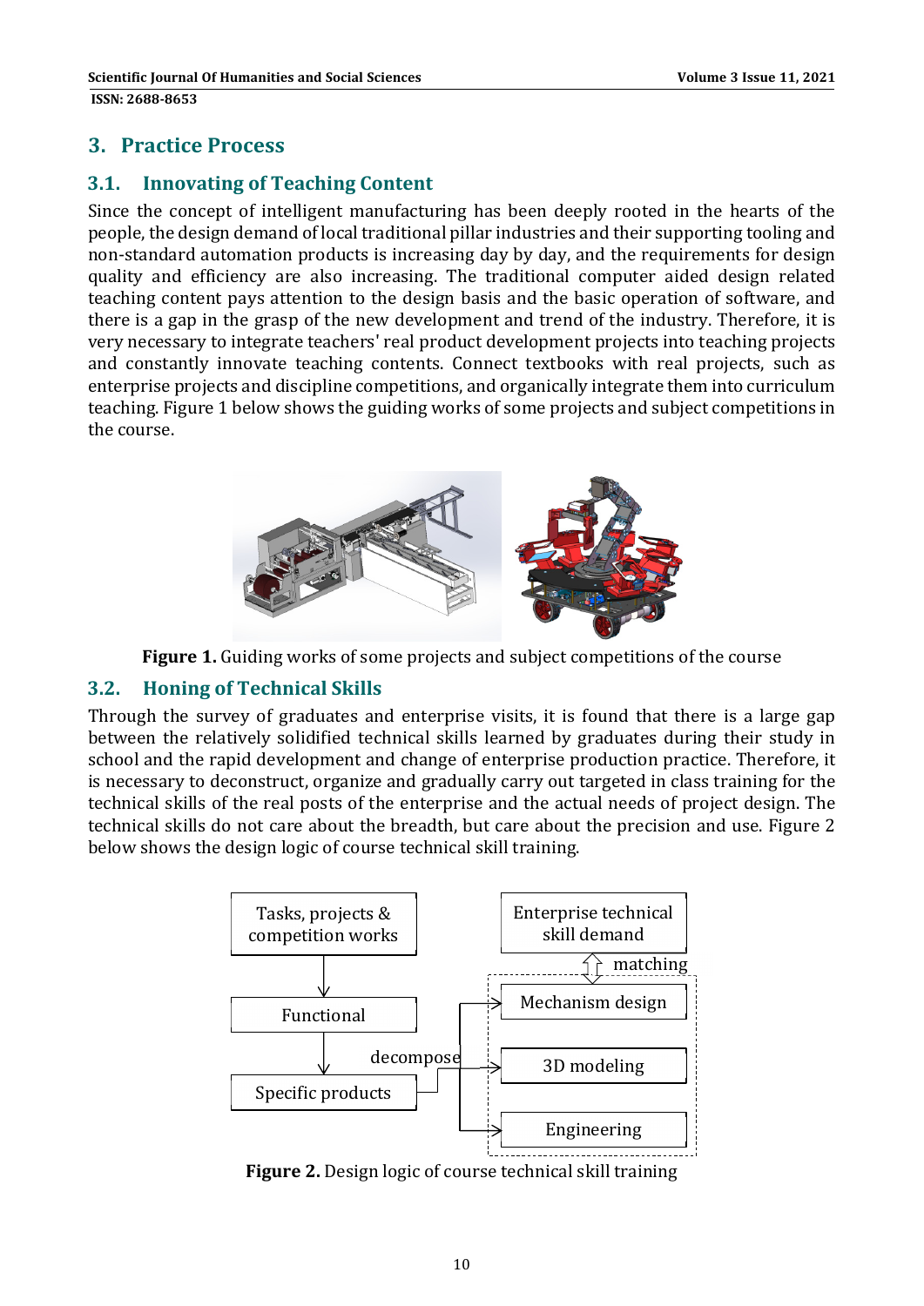## 3. Practice Process

### 3.1. Innovating of Teaching Content

Since the concept of intelligent manufacturing has been deeply rooted in the hearts of the people, the design demand of local traditional pillar industries and their supporting tooling and non-standard automation products is increasing day by day, and the requirements for design quality and efficiency are also increasing. The traditional computer aided design related teaching content pays attention to the design basis and the basic operation of software, and there is a gap in the grasp of the new development and trend of the industry. Therefore, it is very necessary to integrate teachers' real product development projects into teaching projects and constantly innovate teaching contents. Connect textbooks with real projects, such as enterprise projects and discipline competitions, and organically integrate them into curriculum teaching. Figure 1 below shows the guiding works of some projects and subject competitions in the course.

**Figure 1.** Guiding works of some projects and subject competitions of the course

### 3.2. Honing of Technical Skills

Through the survey of graduates and enterprise visits, it is found that there is a large gap between the relatively solidified technical skills learned by graduates during their study in school and the rapid development and change of enterprise production practice. Therefore, it is necessary to deconstruct, organize and gradually carry out targeted in class training for the technical skills of the real posts of the enterprise and the actual needs of project design. The technical skills do not care about the breadth, but care about the precision and use. Figure 2 below shows the design logic of course technical skill training.

**Figure 2.** Design logic of course technical skill training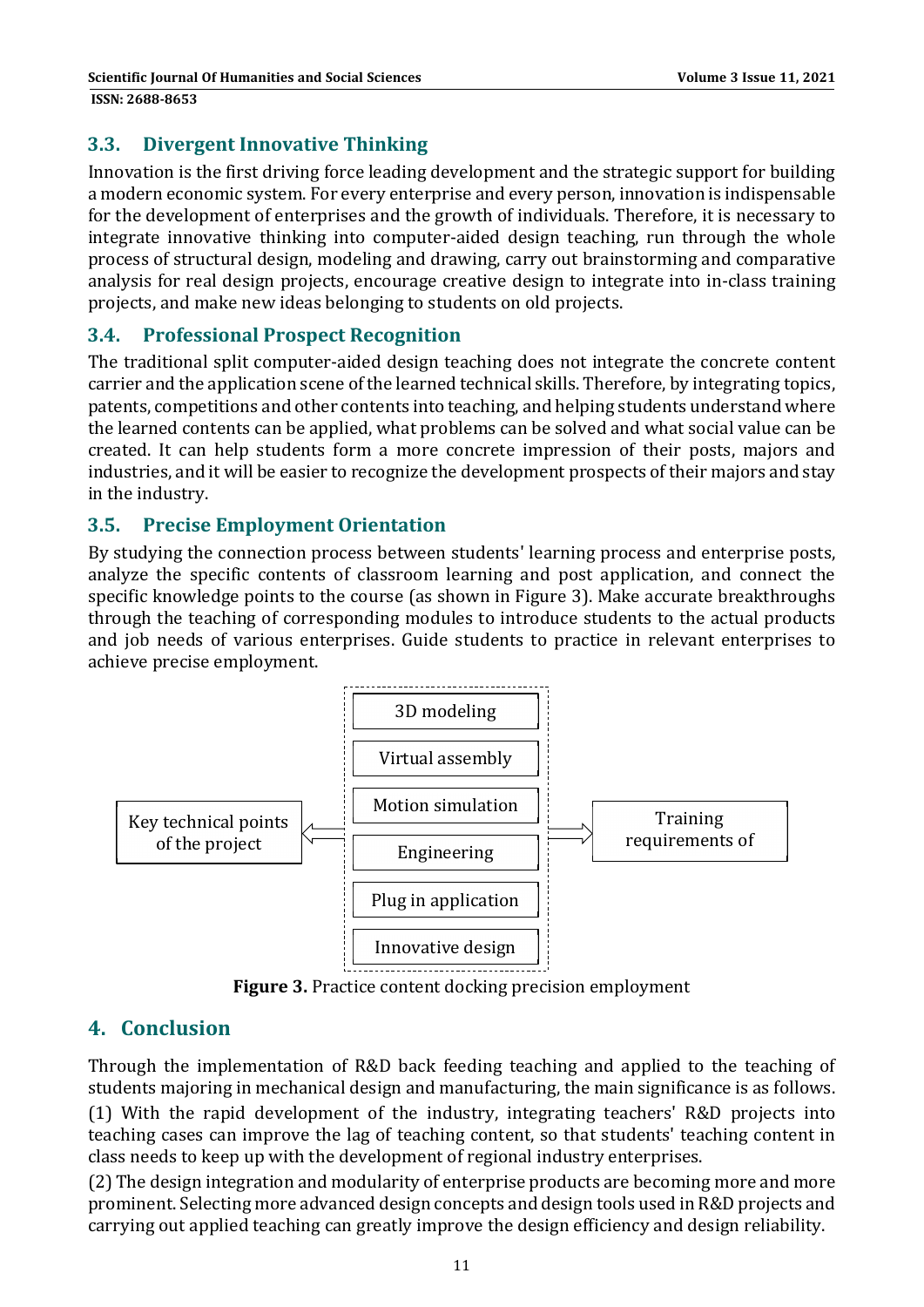### 3.3. Divergent Innovative Thinking

Innovation is the first driving force leading development and the strategic support for building a modern economic system. For every enterprise and every person, innovation is indispensable for the development of enterprises and the growth of individuals. Therefore, it is necessary to integrate innovative thinking into computer-aided design teaching, run through the whole process of structural design, modeling and drawing, carry out brainstorming and comparative analysis for real design projects, encourage creative design to integrate into in-class training projects, and make new ideas belonging to students on old projects.

### 3.4. Professional Prospect Recognition

The traditional split computer-aided design teaching does not integrate the concrete content carrier and the application scene of the learned technical skills. Therefore, by integrating topics, patents, competitions and other contents into teaching, and helping students understand where the learned contents can be applied, what problems can be solved and what social value can be created. It can help students form a more concrete impression of their posts, majors and industries, and it will be easier to recognize the development prospects of their majors and stay in the industry.

### 3.5. Precise Employment Orientation

By studying the connection process between students' learning process and enterprise posts, analyze the specific contents of classroom learning and post application, and connect the specific knowledge points to the course (as shown in Figure 3). Make accurate breakthroughs through the teaching of corresponding modules to introduce students to the actual products and job needs of various enterprises. Guide students to practice in relevant enterprises to achieve precise employment.

Key technical points of the project ⇐ [3D modeling | Virtual assembly | Motion simulation | Engineering | Plug in application | Innovative design] ⇒ Training requirements of

**Figure 3.** Practice content docking precision employment

## 4. Conclusion

Through the implementation of R&D back feeding teaching and applied to the teaching of students majoring in mechanical design and manufacturing, the main significance is as follows.

(1) With the rapid development of the industry, integrating teachers' R&D projects into teaching cases can improve the lag of teaching content, so that students' teaching content in class needs to keep up with the development of regional industry enterprises.

(2) The design integration and modularity of enterprise products are becoming more and more prominent. Selecting more advanced design concepts and design tools used in R&D projects and carrying out applied teaching can greatly improve the design efficiency and design reliability.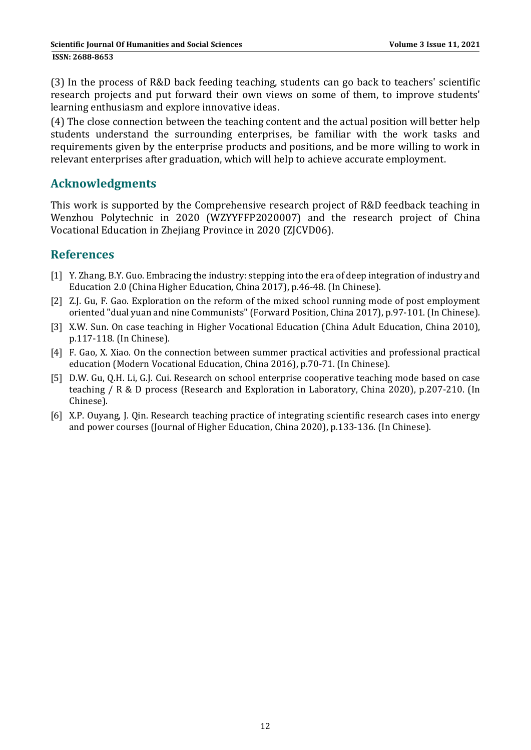(3) In the process of R&D back feeding teaching, students can go back to teachers' scientific research projects and put forward their own views on some of them, to improve students' learning enthusiasm and explore innovative ideas.

(4) The close connection between the teaching content and the actual position will better help students understand the surrounding enterprises, be familiar with the work tasks and requirements given by the enterprise products and positions, and be more willing to work in relevant enterprises after graduation, which will help to achieve accurate employment.

## Acknowledgments

This work is supported by the Comprehensive research project of R&D feedback teaching in Wenzhou Polytechnic in 2020 (WZYYFFP2020007) and the research project of China Vocational Education in Zhejiang Province in 2020 (ZJCVD06).

## References

[1] Y. Zhang, B.Y. Guo. Embracing the industry: stepping into the era of deep integration of industry and Education 2.0 (China Higher Education, China 2017), p.46-48. (In Chinese).

[2] Z.J. Gu, F. Gao. Exploration on the reform of the mixed school running mode of post employment oriented "dual yuan and nine Communists" (Forward Position, China 2017), p.97-101. (In Chinese).

[3] X.W. Sun. On case teaching in Higher Vocational Education (China Adult Education, China 2010), p.117-118. (In Chinese).

[4] F. Gao, X. Xiao. On the connection between summer practical activities and professional practical education (Modern Vocational Education, China 2016), p.70-71. (In Chinese).

[5] D.W. Gu, Q.H. Li, G.J. Cui. Research on school enterprise cooperative teaching mode based on case teaching / R & D process (Research and Exploration in Laboratory, China 2020), p.207-210. (In Chinese).

[6] X.P. Ouyang, J. Qin. Research teaching practice of integrating scientific research cases into energy and power courses (Journal of Higher Education, China 2020), p.133-136. (In Chinese).